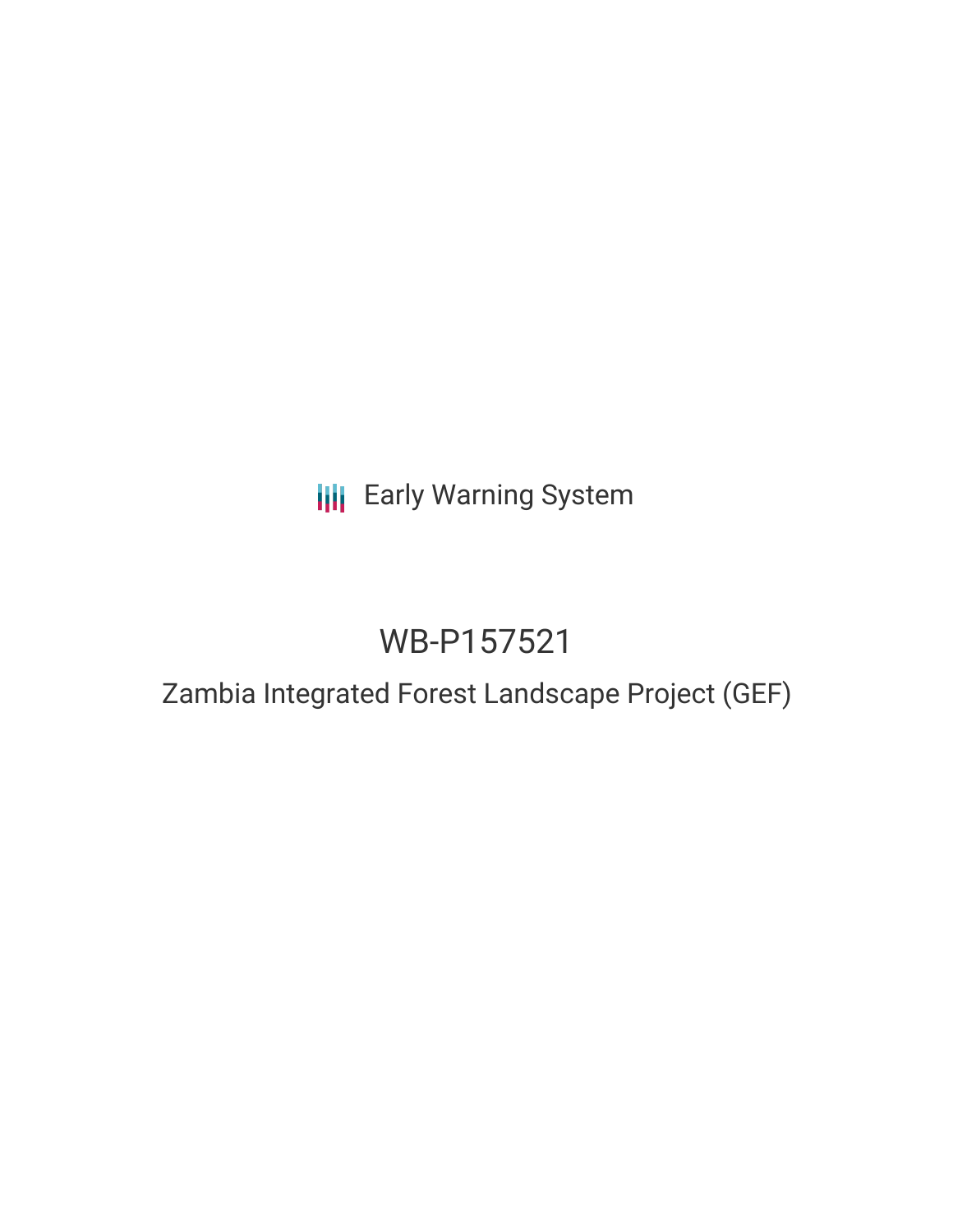Early Warning System

# WB-P157521

## Zambia Integrated Forest Landscape Project (GEF)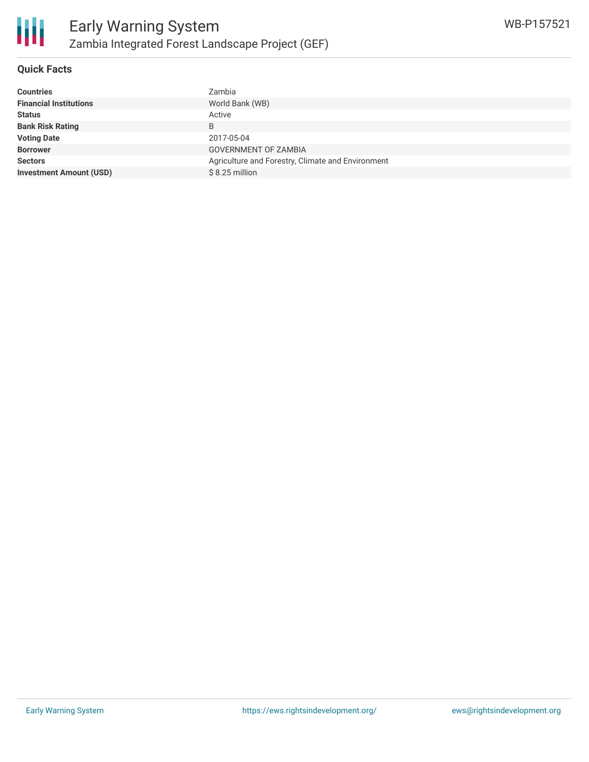# Early Warning System

## Zambia Integrated Forest Landscape Project (GEF)

WB-P157521

### Quick Facts

| | |
|---|---|
| **Countries** | Zambia |
| **Financial Institutions** | World Bank (WB) |
| **Status** | Active |
| **Bank Risk Rating** | B |
| **Voting Date** | 2017-05-04 |
| **Borrower** | GOVERNMENT OF ZAMBIA |
| **Sectors** | Agriculture and Forestry, Climate and Environment |
| **Investment Amount (USD)** | $ 8.25 million |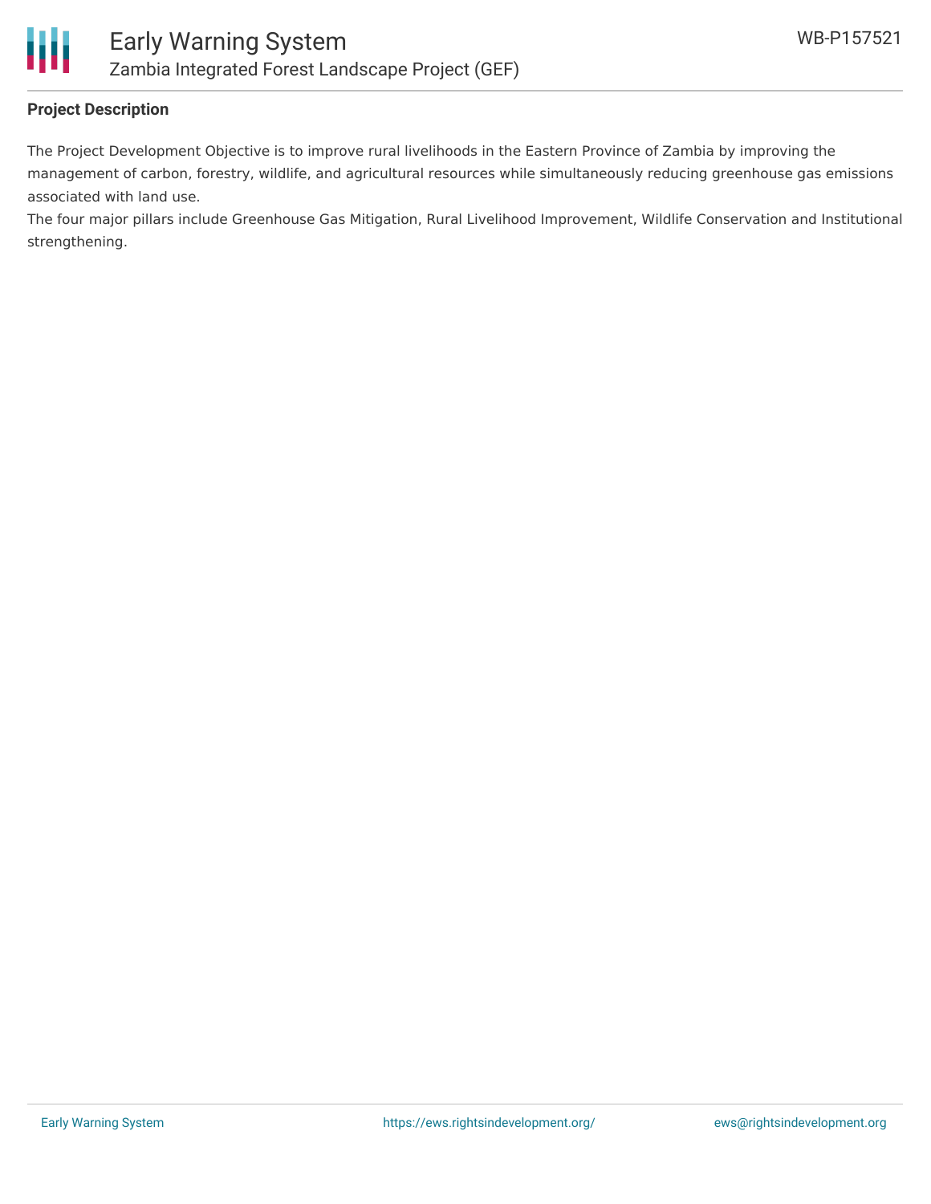**Project Description**

The Project Development Objective is to improve rural livelihoods in the Eastern Province of Zambia by improving the management of carbon, forestry, wildlife, and agricultural resources while simultaneously reducing greenhouse gas emissions associated with land use.

The four major pillars include Greenhouse Gas Mitigation, Rural Livelihood Improvement, Wildlife Conservation and Institutional strengthening.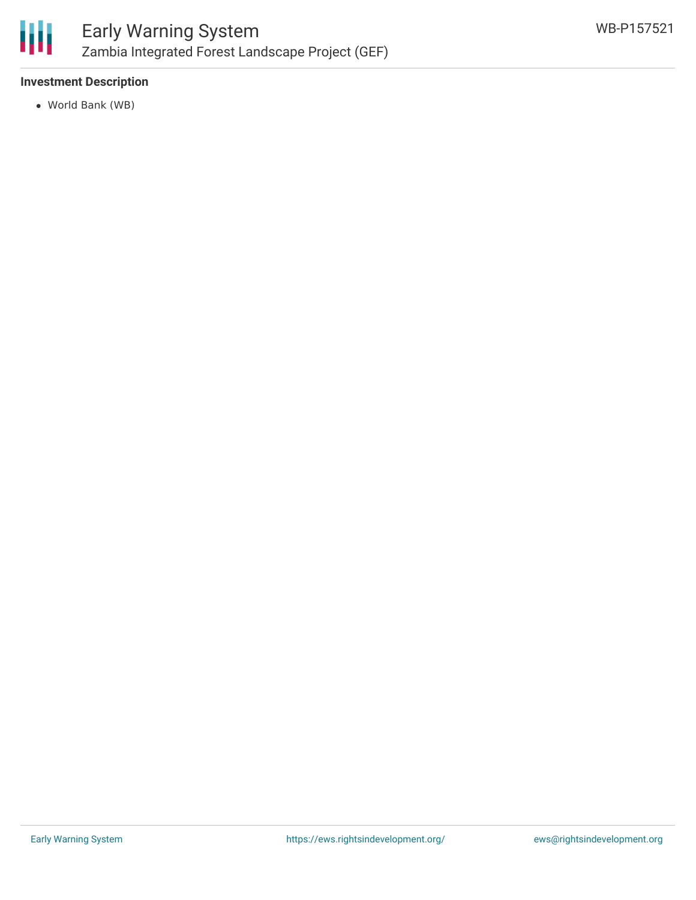**Investment Description**

- World Bank (WB)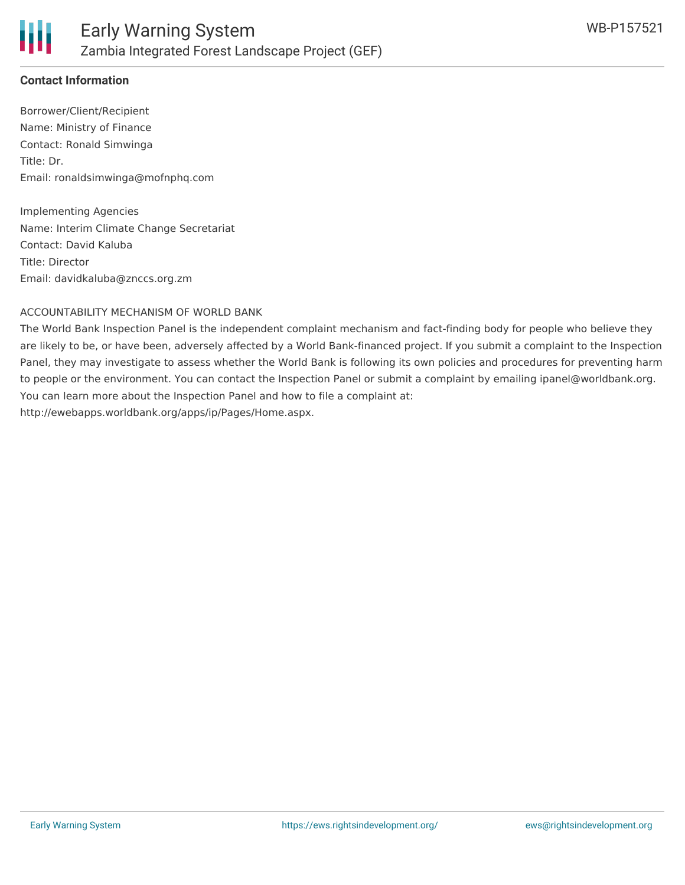**Contact Information**

Borrower/Client/Recipient
Name: Ministry of Finance
Contact: Ronald Simwinga
Title: Dr.
Email: ronaldsimwinga@mofnphq.com

Implementing Agencies
Name: Interim Climate Change Secretariat
Contact: David Kaluba
Title: Director
Email: davidkaluba@znccs.org.zm

ACCOUNTABILITY MECHANISM OF WORLD BANK

The World Bank Inspection Panel is the independent complaint mechanism and fact-finding body for people who believe they are likely to be, or have been, adversely affected by a World Bank-financed project. If you submit a complaint to the Inspection Panel, they may investigate to assess whether the World Bank is following its own policies and procedures for preventing harm to people or the environment. You can contact the Inspection Panel or submit a complaint by emailing ipanel@worldbank.org. You can learn more about the Inspection Panel and how to file a complaint at: http://ewebapps.worldbank.org/apps/ip/Pages/Home.aspx.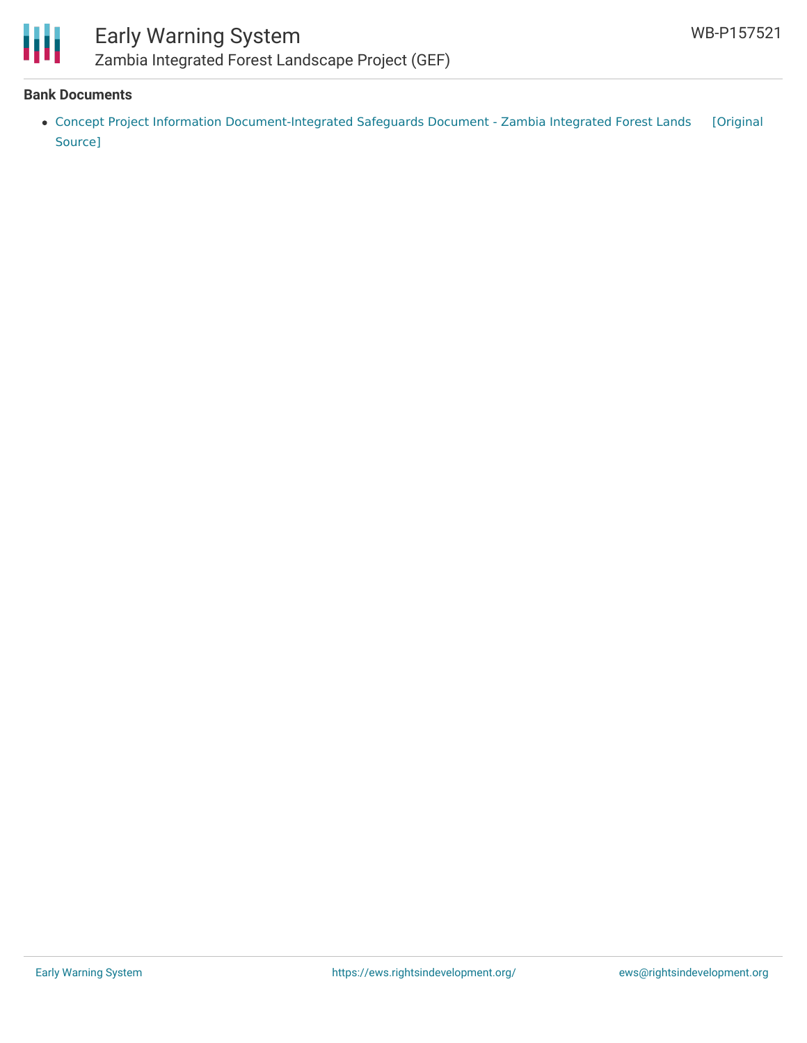**Bank Documents**

- Concept Project Information Document-Integrated Safeguards Document - Zambia Integrated Forest Lands [Original Source]